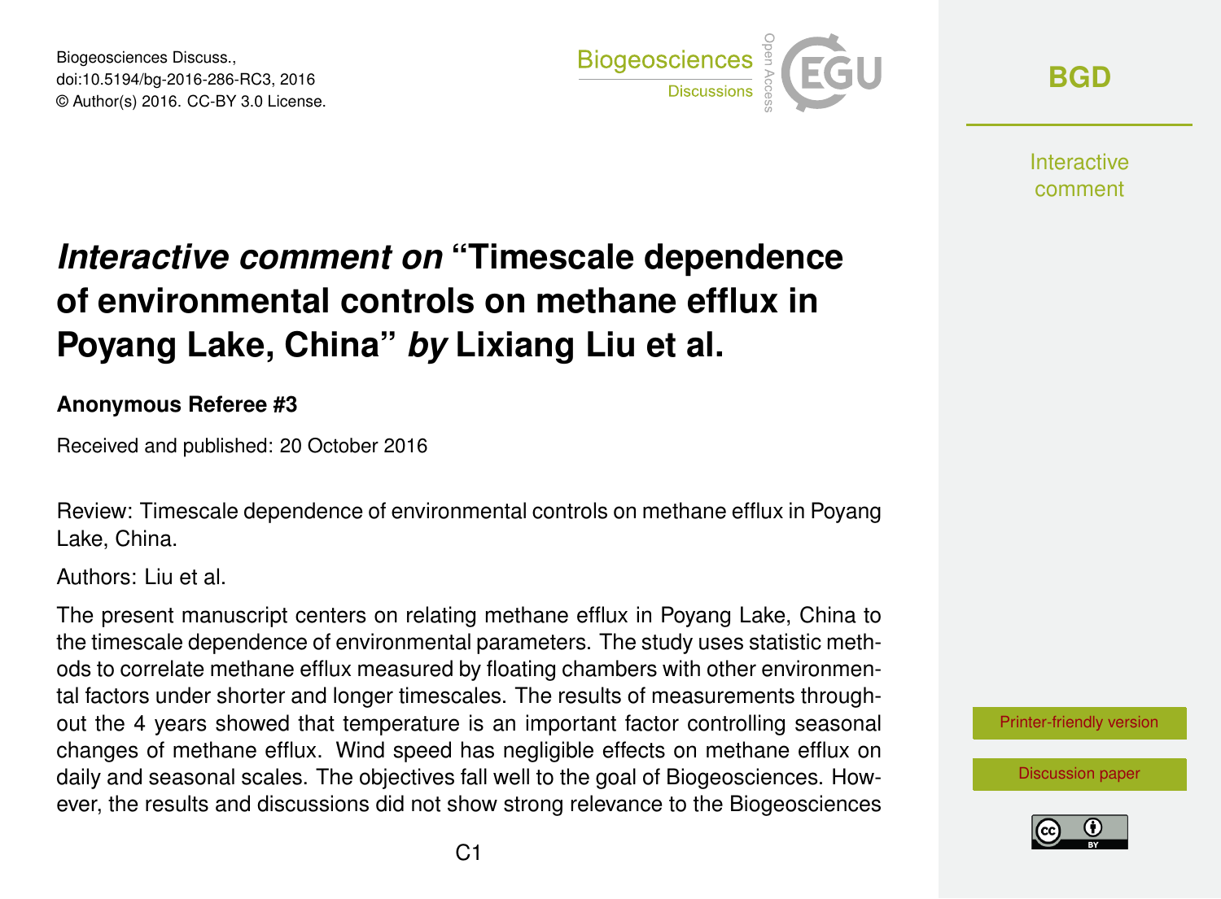# *Interactive comment on* "Timescale dependence of environmental controls on methane efflux in Poyang Lake, China" *by* Lixiang Liu et al.

**Anonymous Referee #3**

Received and published: 20 October 2016

Review: Timescale dependence of environmental controls on methane efflux in Poyang Lake, China.

Authors: Liu et al.

The present manuscript centers on relating methane efflux in Poyang Lake, China to the timescale dependence of environmental parameters. The study uses statistic methods to correlate methane efflux measured by floating chambers with other environmental factors under shorter and longer timescales. The results of measurements throughout the 4 years showed that temperature is an important factor controlling seasonal changes of methane efflux. Wind speed has negligible effects on methane efflux on daily and seasonal scales. The objectives fall well to the goal of Biogeosciences. However, the results and discussions did not show strong relevance to the Biogeosciences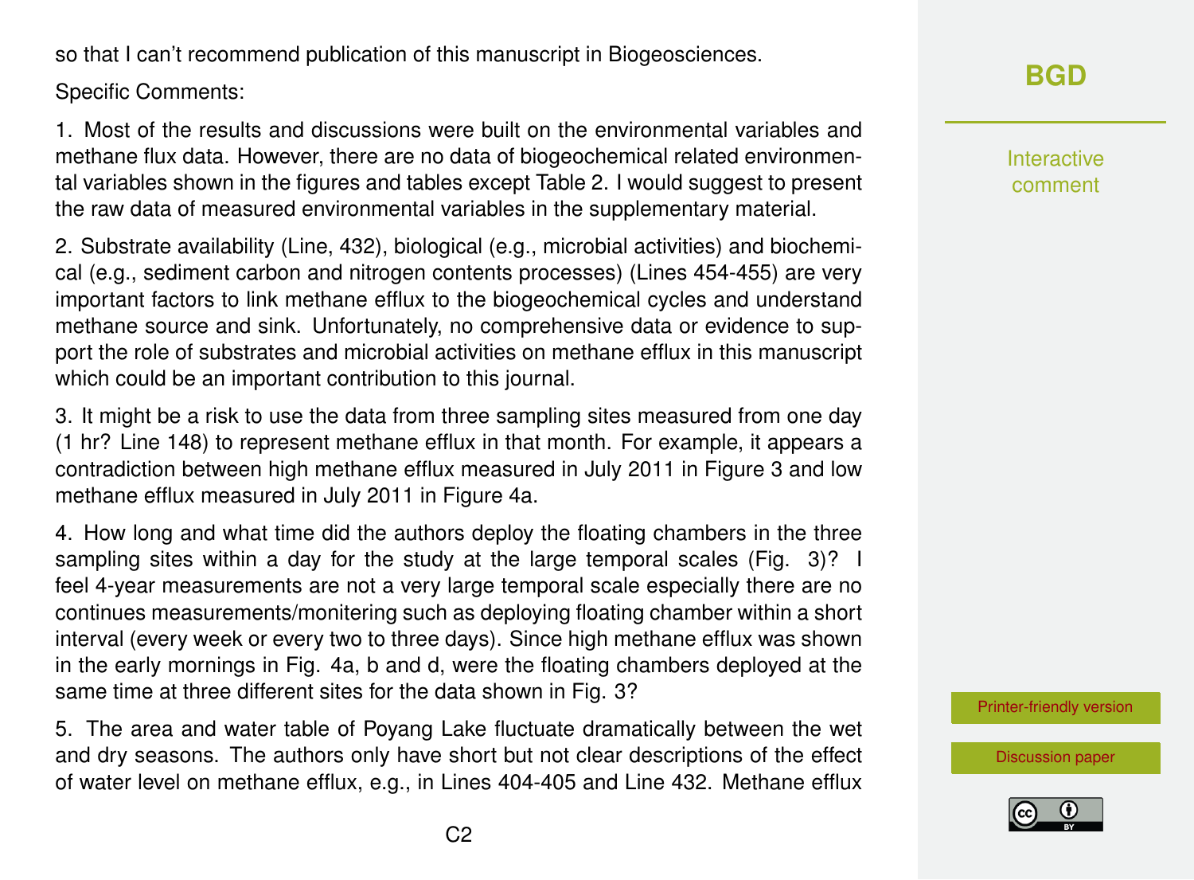so that I can't recommend publication of this manuscript in Biogeosciences.

Specific Comments:

1. Most of the results and discussions were built on the environmental variables and methane flux data. However, there are no data of biogeochemical related environmental variables shown in the figures and tables except Table 2. I would suggest to present the raw data of measured environmental variables in the supplementary material.

2. Substrate availability (Line, 432), biological (e.g., microbial activities) and biochemical (e.g., sediment carbon and nitrogen contents processes) (Lines 454-455) are very important factors to link methane efflux to the biogeochemical cycles and understand methane source and sink. Unfortunately, no comprehensive data or evidence to support the role of substrates and microbial activities on methane efflux in this manuscript which could be an important contribution to this journal.

3. It might be a risk to use the data from three sampling sites measured from one day (1 hr? Line 148) to represent methane efflux in that month. For example, it appears a contradiction between high methane efflux measured in July 2011 in Figure 3 and low methane efflux measured in July 2011 in Figure 4a.

4. How long and what time did the authors deploy the floating chambers in the three sampling sites within a day for the study at the large temporal scales (Fig. 3)? I feel 4-year measurements are not a very large temporal scale especially there are no continues measurements/monitering such as deploying floating chamber within a short interval (every week or every two to three days). Since high methane efflux was shown in the early mornings in Fig. 4a, b and d, were the floating chambers deployed at the same time at three different sites for the data shown in Fig. 3?

5. The area and water table of Poyang Lake fluctuate dramatically between the wet and dry seasons. The authors only have short but not clear descriptions of the effect of water level on methane efflux, e.g., in Lines 404-405 and Line 432. Methane efflux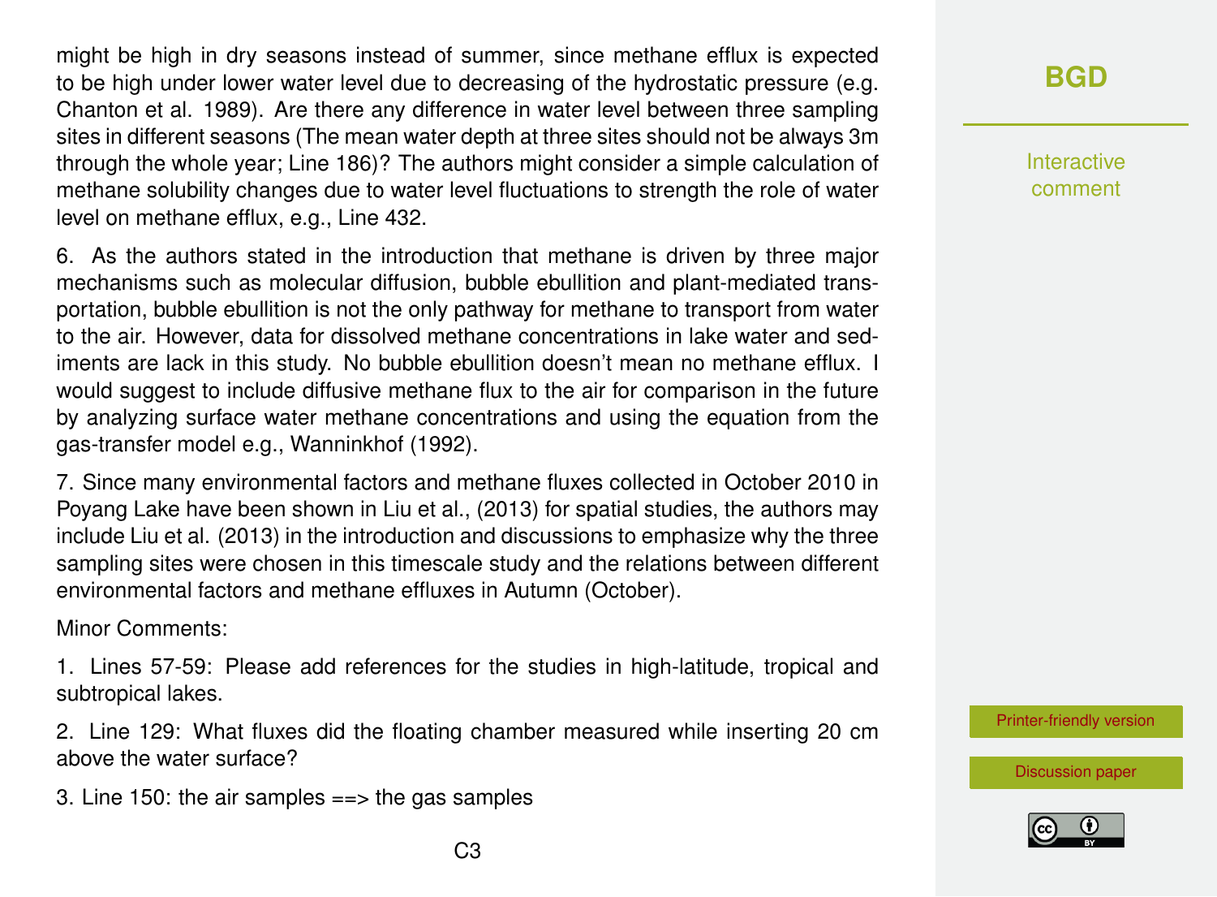might be high in dry seasons instead of summer, since methane efflux is expected to be high under lower water level due to decreasing of the hydrostatic pressure (e.g. Chanton et al. 1989). Are there any difference in water level between three sampling sites in different seasons (The mean water depth at three sites should not be always 3m through the whole year; Line 186)? The authors might consider a simple calculation of methane solubility changes due to water level fluctuations to strength the role of water level on methane efflux, e.g., Line 432.

6. As the authors stated in the introduction that methane is driven by three major mechanisms such as molecular diffusion, bubble ebullition and plant-mediated transportation, bubble ebullition is not the only pathway for methane to transport from water to the air. However, data for dissolved methane concentrations in lake water and sediments are lack in this study. No bubble ebullition doesn't mean no methane efflux. I would suggest to include diffusive methane flux to the air for comparison in the future by analyzing surface water methane concentrations and using the equation from the gas-transfer model e.g., Wanninkhof (1992).

7. Since many environmental factors and methane fluxes collected in October 2010 in Poyang Lake have been shown in Liu et al., (2013) for spatial studies, the authors may include Liu et al. (2013) in the introduction and discussions to emphasize why the three sampling sites were chosen in this timescale study and the relations between different environmental factors and methane effluxes in Autumn (October).

Minor Comments:

1. Lines 57-59: Please add references for the studies in high-latitude, tropical and subtropical lakes.

2. Line 129: What fluxes did the floating chamber measured while inserting 20 cm above the water surface?

3. Line 150: the air samples ==> the gas samples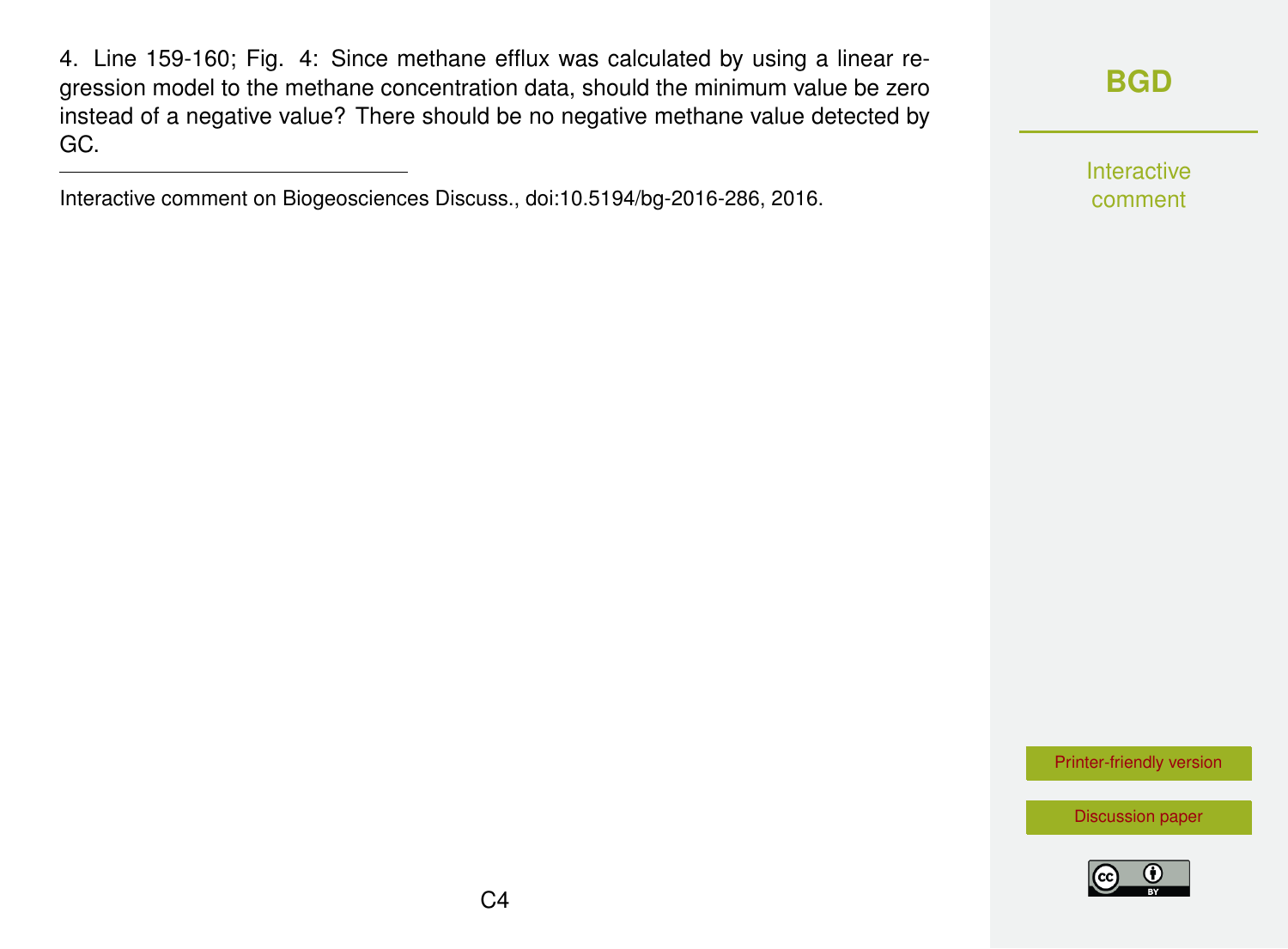4. Line 159-160; Fig. 4: Since methane efflux was calculated by using a linear regression model to the methane concentration data, should the minimum value be zero instead of a negative value? There should be no negative methane value detected by GC.

---

Interactive comment on Biogeosciences Discuss., doi:10.5194/bg-2016-286, 2016.